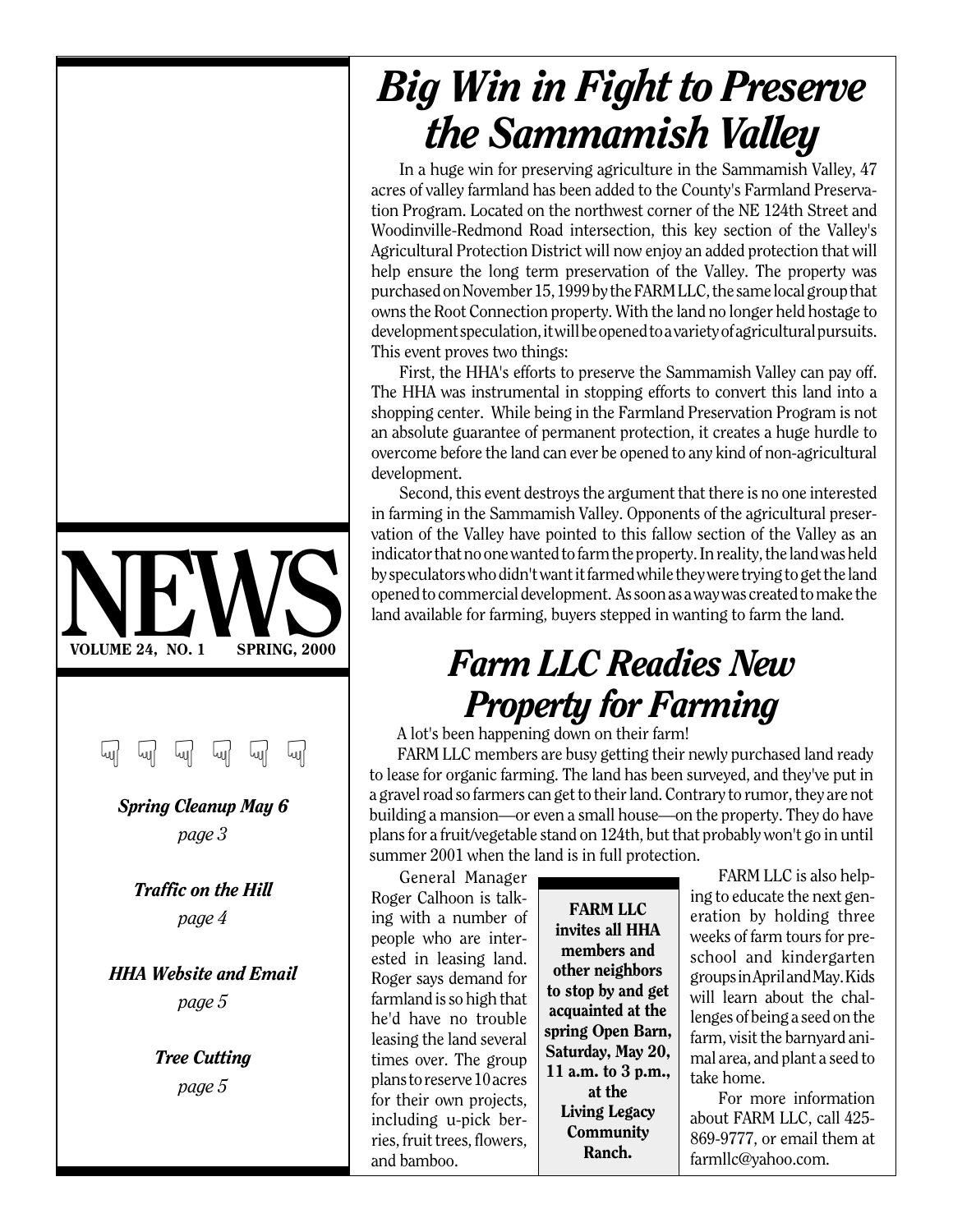# Big Win in Fight to Preserve the Sammamish Valley

In a huge win for preserving agriculture in the Sammamish Valley, 47 acres of valley farmland has been added to the County's Farmland Preservation Program. Located on the northwest corner of the NE 124th Street and Woodinville-Redmond Road intersection, this key section of the Valley's Agricultural Protection District will now enjoy an added protection that will help ensure the long term preservation of the Valley. The property was purchased on November 15, 1999 by the FARM LLC, the same local group that owns the Root Connection property. With the land no longer held hostage to development speculation, it will be opened to a variety of agricultural pursuits. This event proves two things:

First, the HHA's efforts to preserve the Sammamish Valley can pay off. The HHA was instrumental in stopping efforts to convert this land into a shopping center. While being in the Farmland Preservation Program is not an absolute guarantee of permanent protection, it creates a huge hurdle to overcome before the land can ever be opened to any kind of non-agricultural development.

Second, this event destroys the argument that there is no one interested in farming in the Sammamish Valley. Opponents of the agricultural preservation of the Valley have pointed to this fallow section of the Valley as an indicator that no one wanted to farm the property. In reality, the land was held by speculators who didn't want it farmed while they were trying to get the land opened to commercial development. As soon as a way was created to make the land available for farming, buyers stepped in wanting to farm the land.

# NEWS

**VOLUME 24, NO. 1 SPRING, 2000**

*Spring Cleanup May 6* — *page 3*

*Traffic on the Hill* — *page 4*

*HHA Website and Email* — *page 5*

*Tree Cutting* — *page 5*

# Farm LLC Readies New Property for Farming

A lot's been happening down on their farm!

FARM LLC members are busy getting their newly purchased land ready to lease for organic farming. The land has been surveyed, and they've put in a gravel road so farmers can get to their land. Contrary to rumor, they are not building a mansion—or even a small house—on the property. They do have plans for a fruit/vegetable stand on 124th, but that probably won't go in until summer 2001 when the land is in full protection.

General Manager Roger Calhoon is talking with a number of people who are interested in leasing land. Roger says demand for farmland is so high that he'd have no trouble leasing the land several times over. The group plans to reserve 10 acres for their own projects, including u-pick berries, fruit trees, flowers, and bamboo.

**FARM LLC invites all HHA members and other neighbors to stop by and get acquainted at the spring Open Barn, Saturday, May 20, 11 a.m. to 3 p.m., at the Living Legacy Community Ranch.**

FARM LLC is also helping to educate the next generation by holding three weeks of farm tours for preschool and kindergarten groups in April and May. Kids will learn about the challenges of being a seed on the farm, visit the barnyard animal area, and plant a seed to take home.

For more information about FARM LLC, call 425-869-9777, or email them at farmllc@yahoo.com.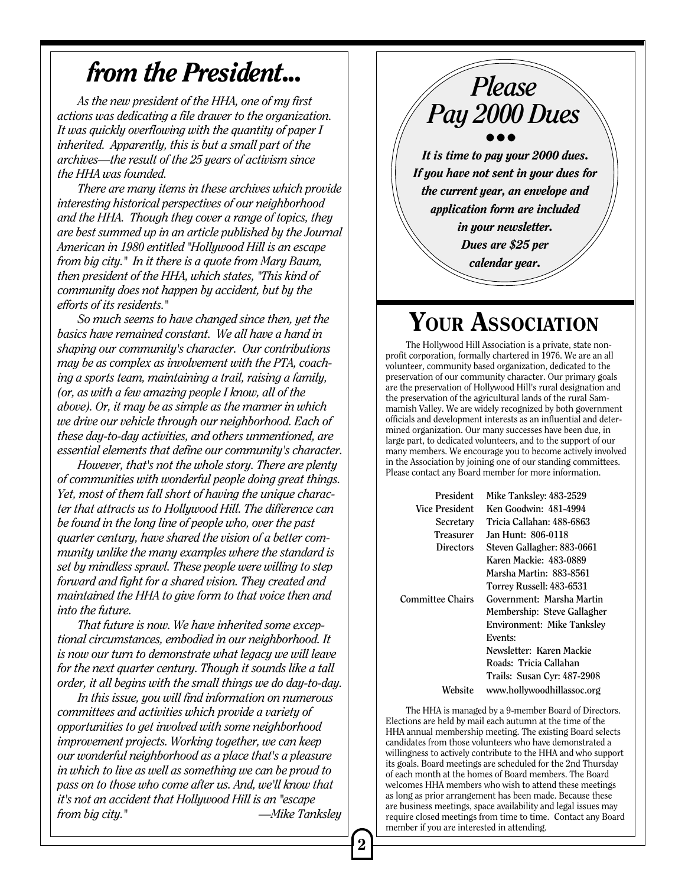# *from the President...*

*As the new president of the HHA, one of my first actions was dedicating a file drawer to the organization. It was quickly overflowing with the quantity of paper I inherited. Apparently, this is but a small part of the archives—the result of the 25 years of activism since the HHA was founded.*

*There are many items in these archives which provide interesting historical perspectives of our neighborhood and the HHA. Though they cover a range of topics, they are best summed up in an article published by the Journal American in 1980 entitled "Hollywood Hill is an escape from big city." In it there is a quote from Mary Baum, then president of the HHA, which states, "This kind of community does not happen by accident, but by the efforts of its residents."*

*So much seems to have changed since then, yet the basics have remained constant. We all have a hand in shaping our community's character. Our contributions may be as complex as involvement with the PTA, coaching a sports team, maintaining a trail, raising a family, (or, as with a few amazing people I know, all of the above). Or, it may be as simple as the manner in which we drive our vehicle through our neighborhood. Each of these day-to-day activities, and others unmentioned, are essential elements that define our community's character.*

*However, that's not the whole story. There are plenty of communities with wonderful people doing great things. Yet, most of them fall short of having the unique character that attracts us to Hollywood Hill. The difference can be found in the long line of people who, over the past quarter century, have shared the vision of a better community unlike the many examples where the standard is set by mindless sprawl. These people were willing to step forward and fight for a shared vision. They created and maintained the HHA to give form to that voice then and into the future.*

*That future is now. We have inherited some exceptional circumstances, embodied in our neighborhood. It is now our turn to demonstrate what legacy we will leave for the next quarter century. Though it sounds like a tall order, it all begins with the small things we do day-to-day.*

*In this issue, you will find information on numerous committees and activities which provide a variety of opportunities to get involved with some neighborhood improvement projects. Working together, we can keep our wonderful neighborhood as a place that's a pleasure in which to live as well as something we can be proud to pass on to those who come after us. And, we'll know that it's not an accident that Hollywood Hill is an "escape from big city."*

*—Mike Tanksley*

## *Please Pay 2000 Dues*

***It is time to pay your 2000 dues. If you have not sent in your dues for the current year, an envelope and application form are included in your newsletter. Dues are $25 per calendar year.***

# YOUR ASSOCIATION

The Hollywood Hill Association is a private, state non-profit corporation, formally chartered in 1976. We are an all volunteer, community based organization, dedicated to the preservation of our community character. Our primary goals are the preservation of Hollywood Hill's rural designation and the preservation of the agricultural lands of the rural Sammamish Valley. We are widely recognized by both government officials and development interests as an influential and determined organization. Our many successes have been due, in large part, to dedicated volunteers, and to the support of our many members. We encourage you to become actively involved in the Association by joining one of our standing committees. Please contact any Board member for more information.

| | |
|---|---|
| President | Mike Tanksley: 483-2529 |
| Vice President | Ken Goodwin: 481-4994 |
| Secretary | Tricia Callahan: 488-6863 |
| Treasurer | Jan Hunt: 806-0118 |
| Directors | Steven Gallagher: 883-0661 |
| | Karen Mackie: 483-0889 |
| | Marsha Martin: 883-8561 |
| | Torrey Russell: 483-6531 |
| Committee Chairs | Government: Marsha Martin |
| | Membership: Steve Gallagher |
| | Environment: Mike Tanksley |
| | Events: |
| | Newsletter: Karen Mackie |
| | Roads: Tricia Callahan |
| | Trails: Susan Cyr: 487-2908 |
| Website | www.hollywoodhillassoc.org |

The HHA is managed by a 9-member Board of Directors. Elections are held by mail each autumn at the time of the HHA annual membership meeting. The existing Board selects candidates from those volunteers who have demonstrated a willingness to actively contribute to the HHA and who support its goals. Board meetings are scheduled for the 2nd Thursday of each month at the homes of Board members. The Board welcomes HHA members who wish to attend these meetings as long as prior arrangement has been made. Because these are business meetings, space availability and legal issues may require closed meetings from time to time. Contact any Board member if you are interested in attending.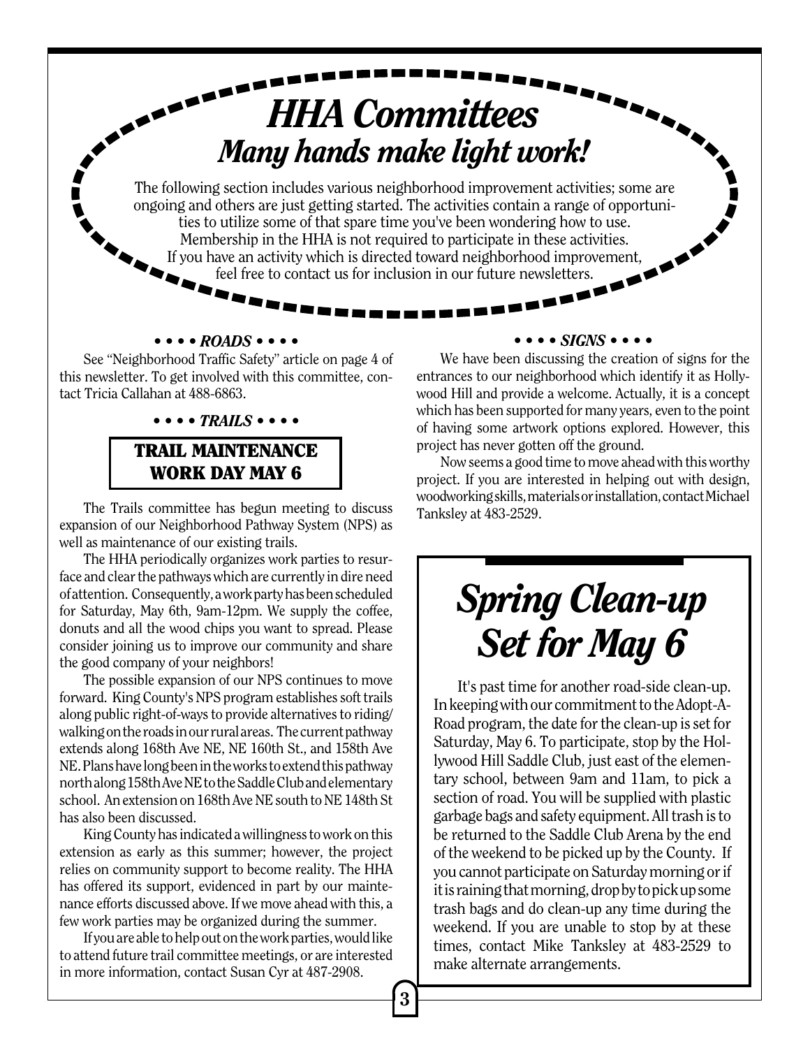# HHA Committees

## Many hands make light work!

The following section includes various neighborhood improvement activities; some are ongoing and others are just getting started. The activities contain a range of opportunities to utilize some of that spare time you've been wondering how to use. Membership in the HHA is not required to participate in these activities. If you have an activity which is directed toward neighborhood improvement, feel free to contact us for inclusion in our future newsletters.

### • • • • *ROADS* • • • •

See "Neighborhood Traffic Safety" article on page 4 of this newsletter. To get involved with this committee, contact Tricia Callahan at 488-6863.

### • • • • *TRAILS* • • • •

**TRAIL MAINTENANCE WORK DAY MAY 6**

The Trails committee has begun meeting to discuss expansion of our Neighborhood Pathway System (NPS) as well as maintenance of our existing trails.

The HHA periodically organizes work parties to resurface and clear the pathways which are currently in dire need of attention. Consequently, a work party has been scheduled for Saturday, May 6th, 9am-12pm. We supply the coffee, donuts and all the wood chips you want to spread. Please consider joining us to improve our community and share the good company of your neighbors!

The possible expansion of our NPS continues to move forward. King County's NPS program establishes soft trails along public right-of-ways to provide alternatives to riding/walking on the roads in our rural areas. The current pathway extends along 168th Ave NE, NE 160th St., and 158th Ave NE. Plans have long been in the works to extend this pathway north along 158th Ave NE to the Saddle Club and elementary school. An extension on 168th Ave NE south to NE 148th St has also been discussed.

King County has indicated a willingness to work on this extension as early as this summer; however, the project relies on community support to become reality. The HHA has offered its support, evidenced in part by our maintenance efforts discussed above. If we move ahead with this, a few work parties may be organized during the summer.

If you are able to help out on the work parties, would like to attend future trail committee meetings, or are interested in more information, contact Susan Cyr at 487-2908.

### • • • • *SIGNS* • • • •

We have been discussing the creation of signs for the entrances to our neighborhood which identify it as Hollywood Hill and provide a welcome. Actually, it is a concept which has been supported for many years, even to the point of having some artwork options explored. However, this project has never gotten off the ground.

Now seems a good time to move ahead with this worthy project. If you are interested in helping out with design, woodworking skills, materials or installation, contact Michael Tanksley at 483-2529.

## *Spring Clean-up Set for May 6*

It's past time for another road-side clean-up. In keeping with our commitment to the Adopt-A-Road program, the date for the clean-up is set for Saturday, May 6. To participate, stop by the Hollywood Hill Saddle Club, just east of the elementary school, between 9am and 11am, to pick a section of road. You will be supplied with plastic garbage bags and safety equipment. All trash is to be returned to the Saddle Club Arena by the end of the weekend to be picked up by the County. If you cannot participate on Saturday morning or if it is raining that morning, drop by to pick up some trash bags and do clean-up any time during the weekend. If you are unable to stop by at these times, contact Mike Tanksley at 483-2529 to make alternate arrangements.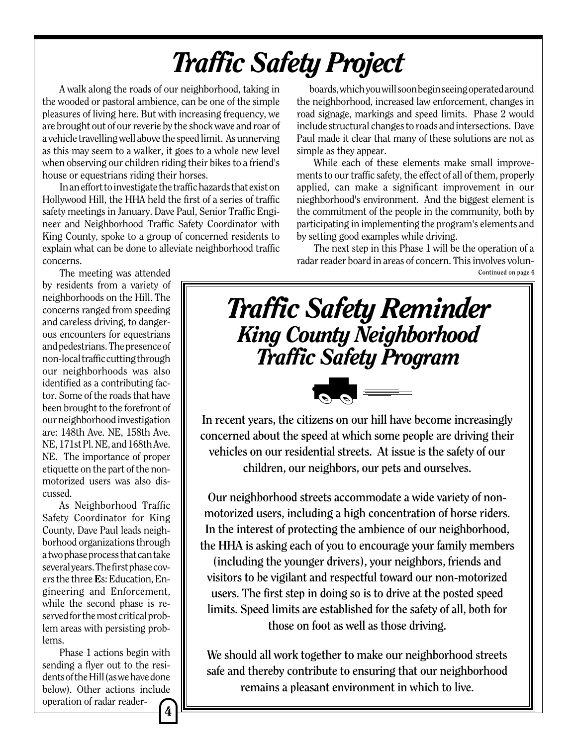# Traffic Safety Project

A walk along the roads of our neighborhood, taking in the wooded or pastoral ambience, can be one of the simple pleasures of living here. But with increasing frequency, we are brought out of our reverie by the shock wave and roar of a vehicle travelling well above the speed limit. As unnerving as this may seem to a walker, it goes to a whole new level when observing our children riding their bikes to a friend's house or equestrians riding their horses.

In an effort to investigate the traffic hazards that exist on Hollywood Hill, the HHA held the first of a series of traffic safety meetings in January. Dave Paul, Senior Traffic Engineer and Neighborhood Traffic Safety Coordinator with King County, spoke to a group of concerned residents to explain what can be done to alleviate neighborhood traffic concerns.

The meeting was attended by residents from a variety of neighborhoods on the Hill. The concerns ranged from speeding and careless driving, to dangerous encounters for equestrians and pedestrians. The presence of non-local traffic cutting through our neighborhoods was also identified as a contributing factor. Some of the roads that have been brought to the forefront of our neighborhood investigation are: 148th Ave. NE, 158th Ave. NE, 171st Pl. NE, and 168th Ave. NE. The importance of proper etiquette on the part of the non-motorized users was also discussed.

As Neighborhood Traffic Safety Coordinator for King County, Dave Paul leads neighborhood organizations through a two phase process that can take several years. The first phase covers the three **E**s: Education, Engineering and Enforcement, while the second phase is reserved for the most critical problem areas with persisting problems.

Phase 1 actions begin with sending a flyer out to the residents of the Hill (as we have done below). Other actions include operation of radar reader-boards, which you will soon begin seeing operated around the neighborhood, increased law enforcement, changes in road signage, markings and speed limits. Phase 2 would include structural changes to roads and intersections. Dave Paul made it clear that many of these solutions are not as simple as they appear.

While each of these elements make small improvements to our traffic safety, the effect of all of them, properly applied, can make a significant improvement in our nieghborhood's environment. And the biggest element is the commitment of the people in the community, both by participating in implementing the program's elements and by setting good examples while driving.

The next step in this Phase 1 will be the operation of a radar reader board in areas of concern. This involves volun-

Continued on page 6

## Traffic Safety Reminder
### King County Neighborhood Traffic Safety Program

**In recent years, the citizens on our hill have become increasingly concerned about the speed at which some people are driving their vehicles on our residential streets. At issue is the safety of our children, our neighbors, our pets and ourselves.**

**Our neighborhood streets accommodate a wide variety of non-motorized users, including a high concentration of horse riders. In the interest of protecting the ambience of our neighborhood, the HHA is asking each of you to encourage your family members (including the younger drivers), your neighbors, friends and visitors to be vigilant and respectful toward our non-motorized users. The first step in doing so is to drive at the posted speed limits. Speed limits are established for the safety of all, both for those on foot as well as those driving.**

**We should all work together to make our neighborhood streets safe and thereby contribute to ensuring that our neighborhood remains a pleasant environment in which to live.**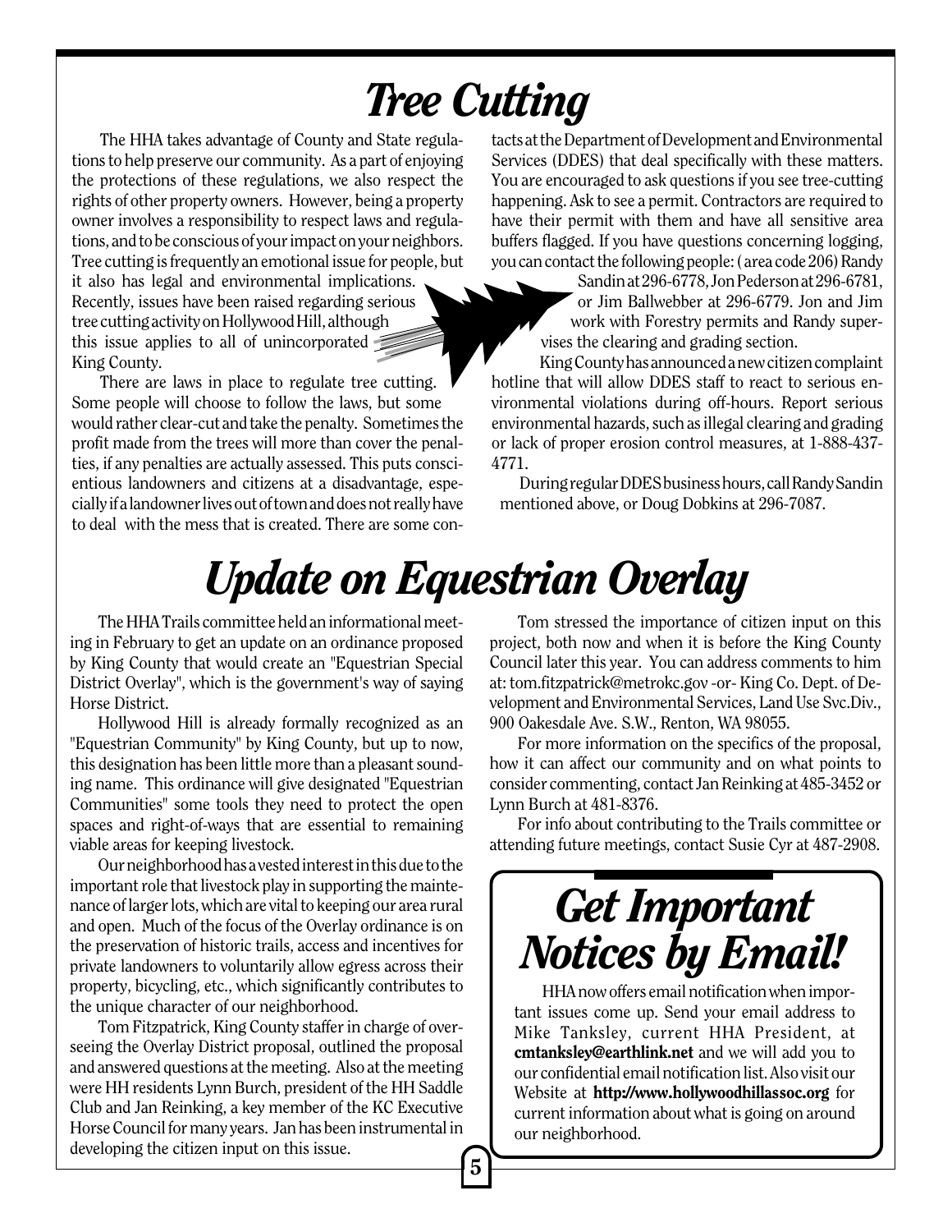# Tree Cutting

The HHA takes advantage of County and State regulations to help preserve our community. As a part of enjoying the protections of these regulations, we also respect the rights of other property owners. However, being a property owner involves a responsibility to respect laws and regulations, and to be conscious of your impact on your neighbors. Tree cutting is frequently an emotional issue for people, but it also has legal and environmental implications. Recently, issues have been raised regarding serious tree cutting activity on Hollywood Hill, although this issue applies to all of unincorporated King County.

There are laws in place to regulate tree cutting. Some people will choose to follow the laws, but some would rather clear-cut and take the penalty. Sometimes the profit made from the trees will more than cover the penalties, if any penalties are actually assessed. This puts conscientious landowners and citizens at a disadvantage, especially if a landowner lives out of town and does not really have to deal with the mess that is created. There are some contacts at the Department of Development and Environmental Services (DDES) that deal specifically with these matters. You are encouraged to ask questions if you see tree-cutting happening. Ask to see a permit. Contractors are required to have their permit with them and have all sensitive area buffers flagged. If you have questions concerning logging, you can contact the following people: ( area code 206) Randy Sandin at 296-6778, Jon Pederson at 296-6781, or Jim Ballwebber at 296-6779. Jon and Jim work with Forestry permits and Randy supervises the clearing and grading section.

King County has announced a new citizen complaint hotline that will allow DDES staff to react to serious environmental violations during off-hours. Report serious environmental hazards, such as illegal clearing and grading or lack of proper erosion control measures, at 1-888-437-4771.

During regular DDES business hours, call Randy Sandin mentioned above, or Doug Dobkins at 296-7087.

# Update on Equestrian Overlay

The HHA Trails committee held an informational meeting in February to get an update on an ordinance proposed by King County that would create an "Equestrian Special District Overlay", which is the government's way of saying Horse District.

Hollywood Hill is already formally recognized as an "Equestrian Community" by King County, but up to now, this designation has been little more than a pleasant sounding name. This ordinance will give designated "Equestrian Communities" some tools they need to protect the open spaces and right-of-ways that are essential to remaining viable areas for keeping livestock.

Our neighborhood has a vested interest in this due to the important role that livestock play in supporting the maintenance of larger lots, which are vital to keeping our area rural and open. Much of the focus of the Overlay ordinance is on the preservation of historic trails, access and incentives for private landowners to voluntarily allow egress across their property, bicycling, etc., which significantly contributes to the unique character of our neighborhood.

Tom Fitzpatrick, King County staffer in charge of overseeing the Overlay District proposal, outlined the proposal and answered questions at the meeting. Also at the meeting were HH residents Lynn Burch, president of the HH Saddle Club and Jan Reinking, a key member of the KC Executive Horse Council for many years. Jan has been instrumental in developing the citizen input on this issue.

Tom stressed the importance of citizen input on this project, both now and when it is before the King County Council later this year. You can address comments to him at: tom.fitzpatrick@metrokc.gov -or- King Co. Dept. of Development and Environmental Services, Land Use Svc.Div., 900 Oakesdale Ave. S.W., Renton, WA 98055.

For more information on the specifics of the proposal, how it can affect our community and on what points to consider commenting, contact Jan Reinking at 485-3452 or Lynn Burch at 481-8376.

For info about contributing to the Trails committee or attending future meetings, contact Susie Cyr at 487-2908.

## Get Important Notices by Email!

HHA now offers email notification when important issues come up. Send your email address to Mike Tanksley, current HHA President, at **cmtanksley@earthlink.net** and we will add you to our confidential email notification list. Also visit our Website at **http://www.hollywoodhillassoc.org** for current information about what is going on around our neighborhood.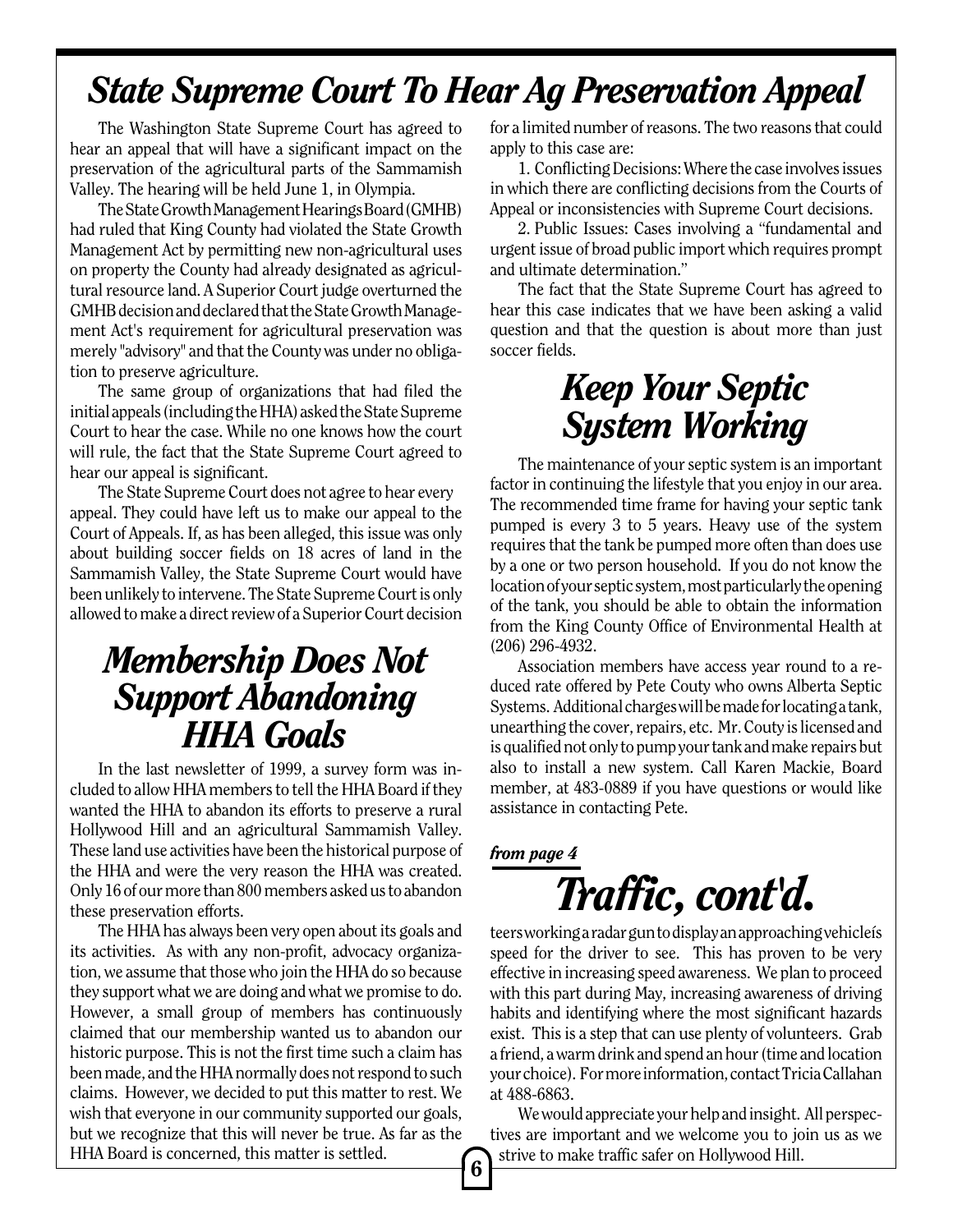# *State Supreme Court To Hear Ag Preservation Appeal*

The Washington State Supreme Court has agreed to hear an appeal that will have a significant impact on the preservation of the agricultural parts of the Sammamish Valley. The hearing will be held June 1, in Olympia.

The State Growth Management Hearings Board (GMHB) had ruled that King County had violated the State Growth Management Act by permitting new non-agricultural uses on property the County had already designated as agricultural resource land. A Superior Court judge overturned the GMHB decision and declared that the State Growth Management Act's requirement for agricultural preservation was merely "advisory" and that the County was under no obligation to preserve agriculture.

The same group of organizations that had filed the initial appeals (including the HHA) asked the State Supreme Court to hear the case. While no one knows how the court will rule, the fact that the State Supreme Court agreed to hear our appeal is significant.

The State Supreme Court does not agree to hear every appeal. They could have left us to make our appeal to the Court of Appeals. If, as has been alleged, this issue was only about building soccer fields on 18 acres of land in the Sammamish Valley, the State Supreme Court would have been unlikely to intervene. The State Supreme Court is only allowed to make a direct review of a Superior Court decision for a limited number of reasons. The two reasons that could apply to this case are:

1. Conflicting Decisions: Where the case involves issues in which there are conflicting decisions from the Courts of Appeal or inconsistencies with Supreme Court decisions.

2. Public Issues: Cases involving a "fundamental and urgent issue of broad public import which requires prompt and ultimate determination."

The fact that the State Supreme Court has agreed to hear this case indicates that we have been asking a valid question and that the question is about more than just soccer fields.

## *Membership Does Not Support Abandoning HHA Goals*

In the last newsletter of 1999, a survey form was included to allow HHA members to tell the HHA Board if they wanted the HHA to abandon its efforts to preserve a rural Hollywood Hill and an agricultural Sammamish Valley. These land use activities have been the historical purpose of the HHA and were the very reason the HHA was created. Only 16 of our more than 800 members asked us to abandon these preservation efforts.

The HHA has always been very open about its goals and its activities. As with any non-profit, advocacy organization, we assume that those who join the HHA do so because they support what we are doing and what we promise to do. However, a small group of members has continuously claimed that our membership wanted us to abandon our historic purpose. This is not the first time such a claim has been made, and the HHA normally does not respond to such claims. However, we decided to put this matter to rest. We wish that everyone in our community supported our goals, but we recognize that this will never be true. As far as the HHA Board is concerned, this matter is settled.

## *Keep Your Septic System Working*

The maintenance of your septic system is an important factor in continuing the lifestyle that you enjoy in our area. The recommended time frame for having your septic tank pumped is every 3 to 5 years. Heavy use of the system requires that the tank be pumped more often than does use by a one or two person household. If you do not know the location of your septic system, most particularly the opening of the tank, you should be able to obtain the information from the King County Office of Environmental Health at (206) 296-4932.

Association members have access year round to a reduced rate offered by Pete Couty who owns Alberta Septic Systems. Additional charges will be made for locating a tank, unearthing the cover, repairs, etc. Mr. Couty is licensed and is qualified not only to pump your tank and make repairs but also to install a new system. Call Karen Mackie, Board member, at 483-0889 if you have questions or would like assistance in contacting Pete.

*from page 4*

## *Traffic, cont'd.*

teers working a radar gun to display an approaching vehicleís speed for the driver to see. This has proven to be very effective in increasing speed awareness. We plan to proceed with this part during May, increasing awareness of driving habits and identifying where the most significant hazards exist. This is a step that can use plenty of volunteers. Grab a friend, a warm drink and spend an hour (time and location your choice). For more information, contact Tricia Callahan at 488-6863.

We would appreciate your help and insight. All perspectives are important and we welcome you to join us as we strive to make traffic safer on Hollywood Hill.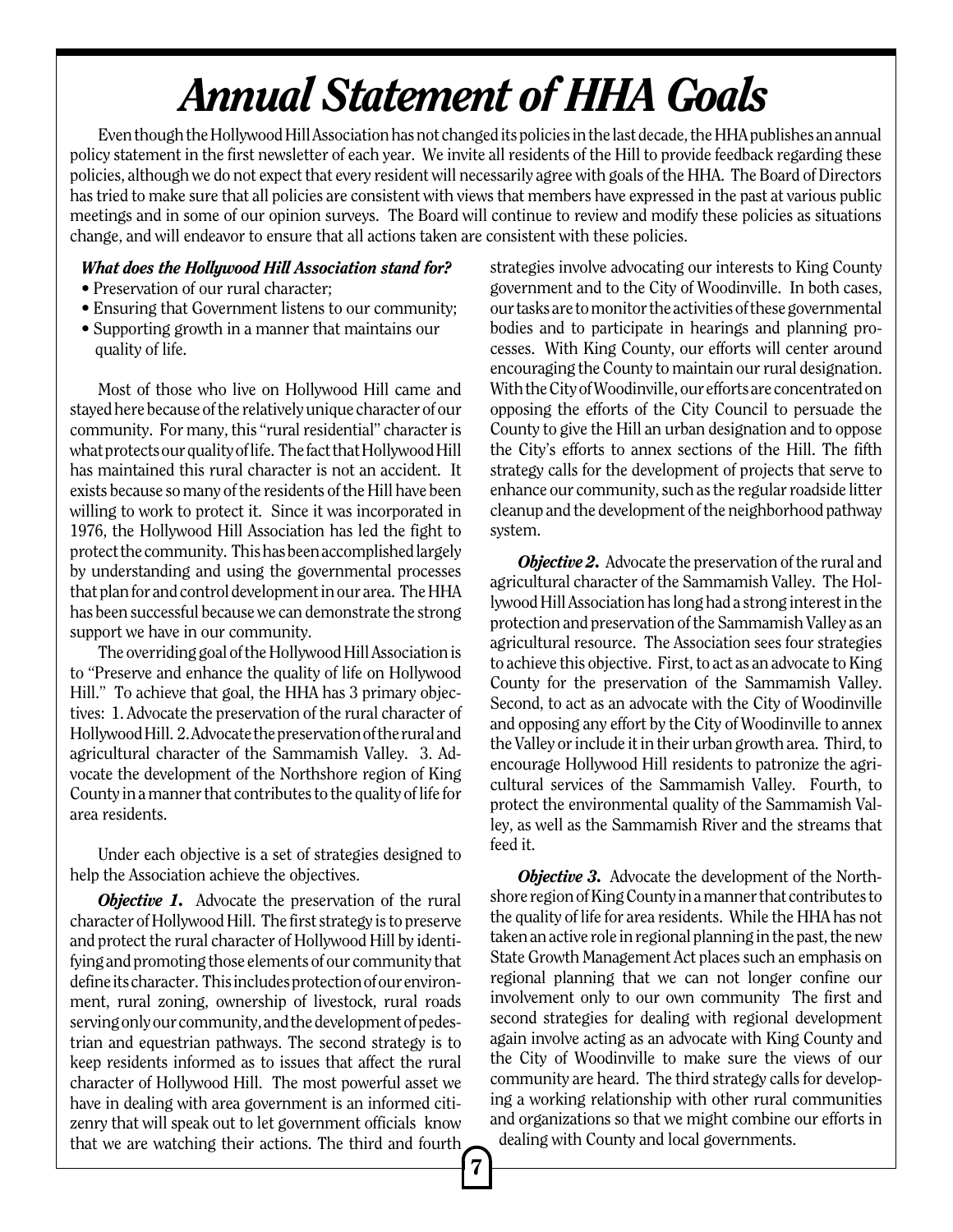# *Annual Statement of HHA Goals*

Even though the Hollywood Hill Association has not changed its policies in the last decade, the HHA publishes an annual policy statement in the first newsletter of each year. We invite all residents of the Hill to provide feedback regarding these policies, although we do not expect that every resident will necessarily agree with goals of the HHA. The Board of Directors has tried to make sure that all policies are consistent with views that members have expressed in the past at various public meetings and in some of our opinion surveys. The Board will continue to review and modify these policies as situations change, and will endeavor to ensure that all actions taken are consistent with these policies.

***What does the Hollywood Hill Association stand for?***

- Preservation of our rural character;
- Ensuring that Government listens to our community;
- Supporting growth in a manner that maintains our quality of life.

Most of those who live on Hollywood Hill came and stayed here because of the relatively unique character of our community. For many, this "rural residential" character is what protects our quality of life. The fact that Hollywood Hill has maintained this rural character is not an accident. It exists because so many of the residents of the Hill have been willing to work to protect it. Since it was incorporated in 1976, the Hollywood Hill Association has led the fight to protect the community. This has been accomplished largely by understanding and using the governmental processes that plan for and control development in our area. The HHA has been successful because we can demonstrate the strong support we have in our community.

The overriding goal of the Hollywood Hill Association is to "Preserve and enhance the quality of life on Hollywood Hill." To achieve that goal, the HHA has 3 primary objectives: 1. Advocate the preservation of the rural character of Hollywood Hill. 2. Advocate the preservation of the rural and agricultural character of the Sammamish Valley. 3. Advocate the development of the Northshore region of King County in a manner that contributes to the quality of life for area residents.

Under each objective is a set of strategies designed to help the Association achieve the objectives.

***Objective 1.*** Advocate the preservation of the rural character of Hollywood Hill. The first strategy is to preserve and protect the rural character of Hollywood Hill by identifying and promoting those elements of our community that define its character. This includes protection of our environment, rural zoning, ownership of livestock, rural roads serving only our community, and the development of pedestrian and equestrian pathways. The second strategy is to keep residents informed as to issues that affect the rural character of Hollywood Hill. The most powerful asset we have in dealing with area government is an informed citizenry that will speak out to let government officials know that we are watching their actions. The third and fourth strategies involve advocating our interests to King County government and to the City of Woodinville. In both cases, our tasks are to monitor the activities of these governmental bodies and to participate in hearings and planning processes. With King County, our efforts will center around encouraging the County to maintain our rural designation. With the City of Woodinville, our efforts are concentrated on opposing the efforts of the City Council to persuade the County to give the Hill an urban designation and to oppose the City's efforts to annex sections of the Hill. The fifth strategy calls for the development of projects that serve to enhance our community, such as the regular roadside litter cleanup and the development of the neighborhood pathway system.

***Objective 2.*** Advocate the preservation of the rural and agricultural character of the Sammamish Valley. The Hollywood Hill Association has long had a strong interest in the protection and preservation of the Sammamish Valley as an agricultural resource. The Association sees four strategies to achieve this objective. First, to act as an advocate to King County for the preservation of the Sammamish Valley. Second, to act as an advocate with the City of Woodinville and opposing any effort by the City of Woodinville to annex the Valley or include it in their urban growth area. Third, to encourage Hollywood Hill residents to patronize the agricultural services of the Sammamish Valley. Fourth, to protect the environmental quality of the Sammamish Valley, as well as the Sammamish River and the streams that feed it.

***Objective 3.*** Advocate the development of the Northshore region of King County in a manner that contributes to the quality of life for area residents. While the HHA has not taken an active role in regional planning in the past, the new State Growth Management Act places such an emphasis on regional planning that we can not longer confine our involvement only to our own community The first and second strategies for dealing with regional development again involve acting as an advocate with King County and the City of Woodinville to make sure the views of our community are heard. The third strategy calls for developing a working relationship with other rural communities and organizations so that we might combine our efforts in dealing with County and local governments.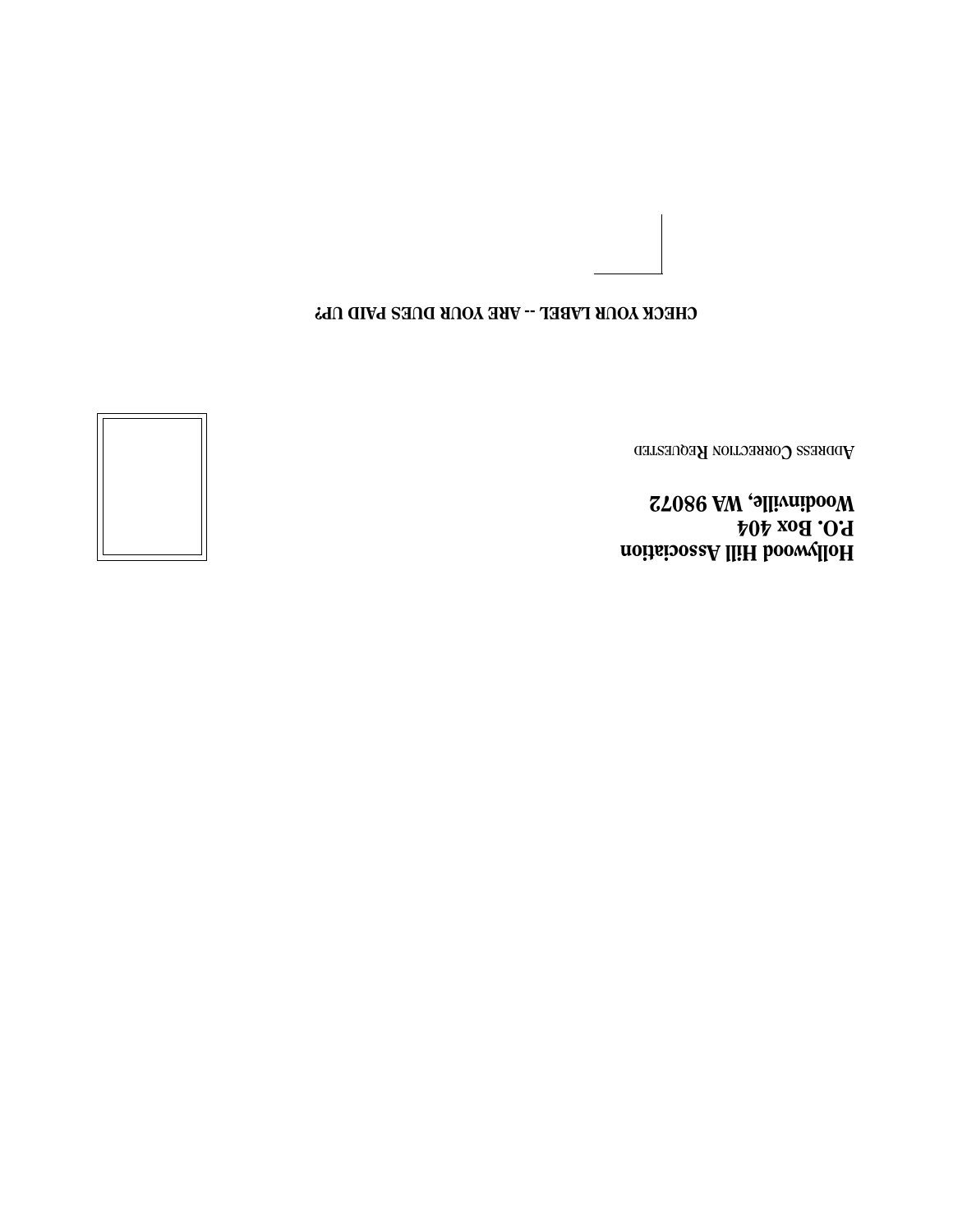**Hollywood Hill Association**
**P.O. Box 404**
**Woodinville, WA 98072**

ADDRESS CORRECTION REQUESTED

**CHECK YOUR LABEL -- ARE YOUR DUES PAID UP?**